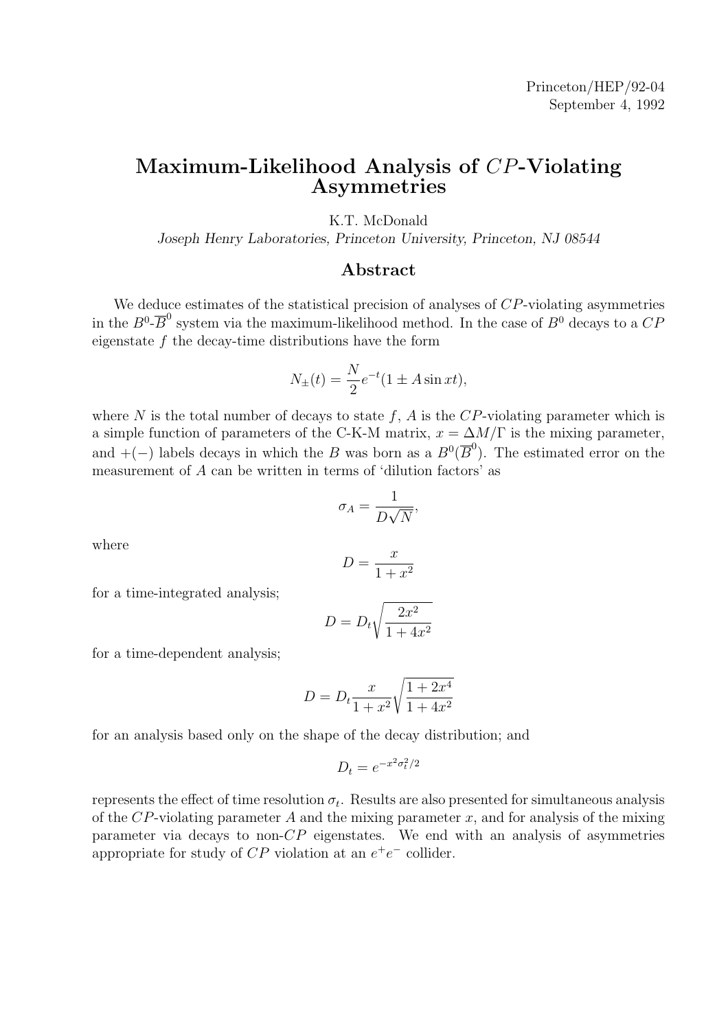Princeton/HEP/92-04
September 4, 1992

# Maximum-Likelihood Analysis of $CP$-Violating Asymmetries

K.T. McDonald

*Joseph Henry Laboratories, Princeton University, Princeton, NJ 08544*

## Abstract

We deduce estimates of the statistical precision of analyses of $CP$-violating asymmetries in the $B^0$-$\overline{B}^0$ system via the maximum-likelihood method. In the case of $B^0$ decays to a $CP$ eigenstate $f$ the decay-time distributions have the form

$$N_{\pm}(t) = \frac{N}{2} e^{-t}(1 \pm A \sin xt),$$

where $N$ is the total number of decays to state $f$, $A$ is the $CP$-violating parameter which is a simple function of parameters of the C-K-M matrix, $x = \Delta M/\Gamma$ is the mixing parameter, and $+(-)$ labels decays in which the $B$ was born as a $B^0(\overline{B}^0)$. The estimated error on the measurement of $A$ can be written in terms of 'dilution factors' as

$$\sigma_A = \frac{1}{D\sqrt{N}},$$

where

$$D = \frac{x}{1 + x^2}$$

for a time-integrated analysis;

$$D = D_t \sqrt{\frac{2x^2}{1 + 4x^2}}$$

for a time-dependent analysis;

$$D = D_t \frac{x}{1 + x^2} \sqrt{\frac{1 + 2x^4}{1 + 4x^2}}$$

for an analysis based only on the shape of the decay distribution; and

$$D_t = e^{-x^2 \sigma_t^2 / 2}$$

represents the effect of time resolution $\sigma_t$. Results are also presented for simultaneous analysis of the $CP$-violating parameter $A$ and the mixing parameter $x$, and for analysis of the mixing parameter via decays to non-$CP$ eigenstates. We end with an analysis of asymmetries appropriate for study of $CP$ violation at an $e^+e^-$ collider.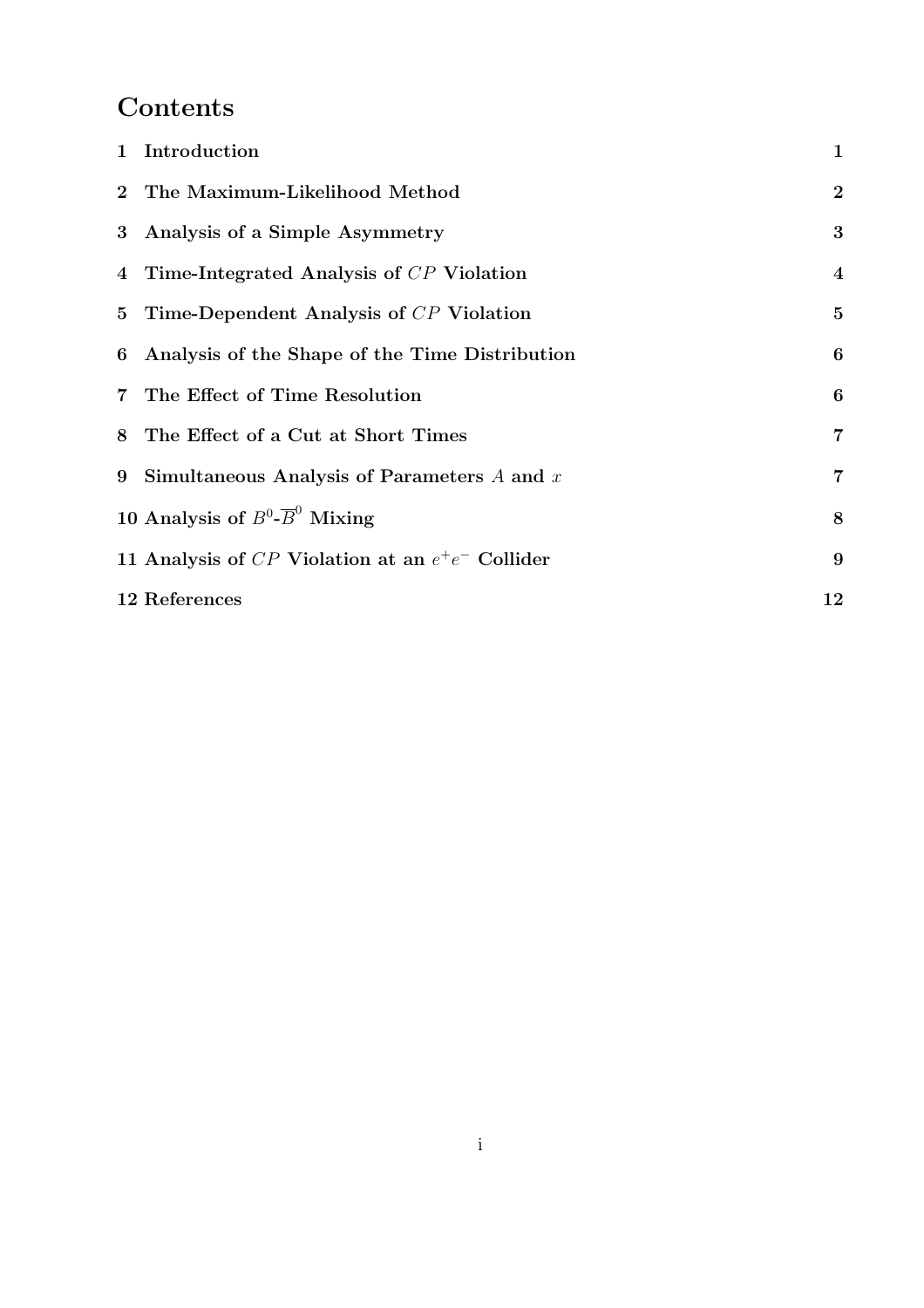# Contents

1 Introduction 1

2 The Maximum-Likelihood Method 2

3 Analysis of a Simple Asymmetry 3

4 Time-Integrated Analysis of $CP$ Violation 4

5 Time-Dependent Analysis of $CP$ Violation 5

6 Analysis of the Shape of the Time Distribution 6

7 The Effect of Time Resolution 6

8 The Effect of a Cut at Short Times 7

9 Simultaneous Analysis of Parameters $A$ and $x$ 7

10 Analysis of $B^0$-$\overline{B}^0$ Mixing 8

11 Analysis of $CP$ Violation at an $e^+e^-$ Collider 9

12 References 12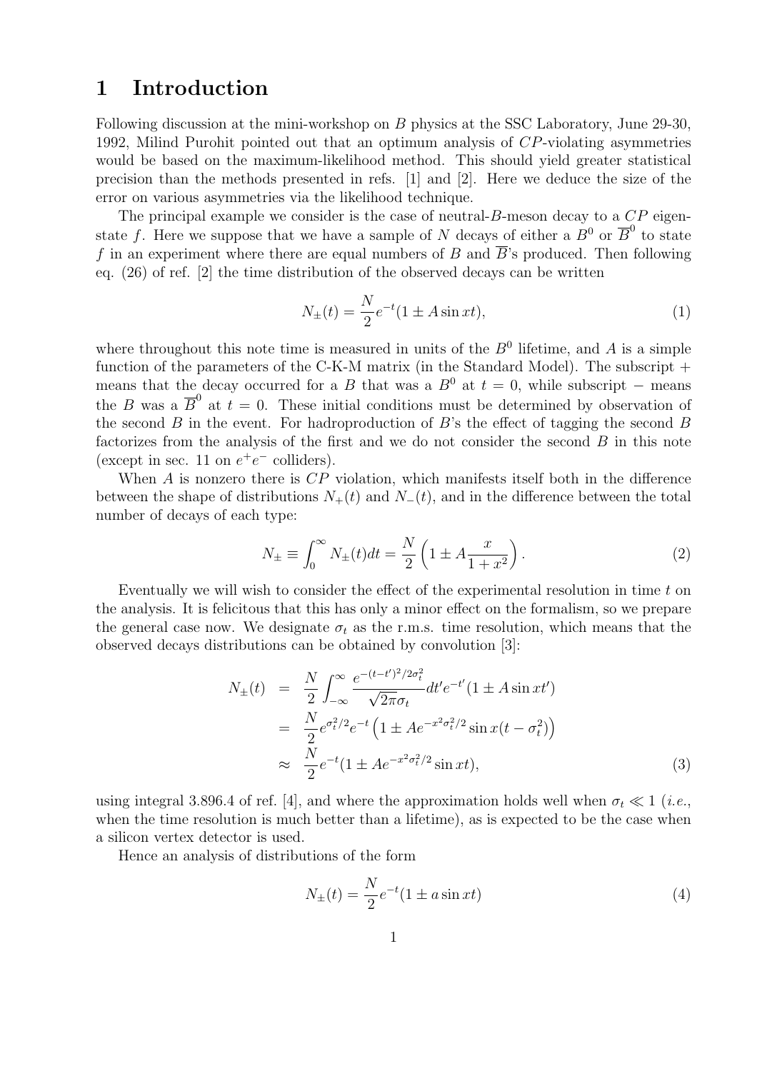# 1 Introduction

Following discussion at the mini-workshop on $B$ physics at the SSC Laboratory, June 29-30, 1992, Milind Purohit pointed out that an optimum analysis of $CP$-violating asymmetries would be based on the maximum-likelihood method. This should yield greater statistical precision than the methods presented in refs. [1] and [2]. Here we deduce the size of the error on various asymmetries via the likelihood technique.

The principal example we consider is the case of neutral-$B$-meson decay to a $CP$ eigenstate $f$. Here we suppose that we have a sample of $N$ decays of either a $B^0$ or $\overline{B}^0$ to state $f$ in an experiment where there are equal numbers of $B$ and $\overline{B}$'s produced. Then following eq. (26) of ref. [2] the time distribution of the observed decays can be written

$$N_\pm(t) = \frac{N}{2} e^{-t}(1 \pm A \sin xt), \tag{1}$$

where throughout this note time is measured in units of the $B^0$ lifetime, and $A$ is a simple function of the parameters of the C-K-M matrix (in the Standard Model). The subscript $+$ means that the decay occurred for a $B$ that was a $B^0$ at $t = 0$, while subscript $-$ means the $B$ was a $\overline{B}^0$ at $t = 0$. These initial conditions must be determined by observation of the second $B$ in the event. For hadroproduction of $B$'s the effect of tagging the second $B$ factorizes from the analysis of the first and we do not consider the second $B$ in this note (except in sec. 11 on $e^+e^-$ colliders).

When $A$ is nonzero there is $CP$ violation, which manifests itself both in the difference between the shape of distributions $N_+(t)$ and $N_-(t)$, and in the difference between the total number of decays of each type:

$$N_\pm \equiv \int_0^\infty N_\pm(t)dt = \frac{N}{2}\left(1 \pm A\frac{x}{1+x^2}\right). \tag{2}$$

Eventually we will wish to consider the effect of the experimental resolution in time $t$ on the analysis. It is felicitous that this has only a minor effect on the formalism, so we prepare the general case now. We designate $\sigma_t$ as the r.m.s. time resolution, which means that the observed decays distributions can be obtained by convolution [3]:

$$\begin{aligned}
N_\pm(t) &= \frac{N}{2}\int_{-\infty}^{\infty} \frac{e^{-(t-t')^2/2\sigma_t^2}}{\sqrt{2\pi}\sigma_t} dt' e^{-t'}(1 \pm A\sin xt') \\
&= \frac{N}{2} e^{\sigma_t^2/2} e^{-t}\left(1 \pm A e^{-x^2\sigma_t^2/2}\sin x(t-\sigma_t^2)\right) \\
&\approx \frac{N}{2} e^{-t}(1 \pm A e^{-x^2\sigma_t^2/2}\sin xt),
\end{aligned} \tag{3}$$

using integral 3.896.4 of ref. [4], and where the approximation holds well when $\sigma_t \ll 1$ (*i.e.*, when the time resolution is much better than a lifetime), as is expected to be the case when a silicon vertex detector is used.

Hence an analysis of distributions of the form

$$N_\pm(t) = \frac{N}{2} e^{-t}(1 \pm a \sin xt) \tag{4}$$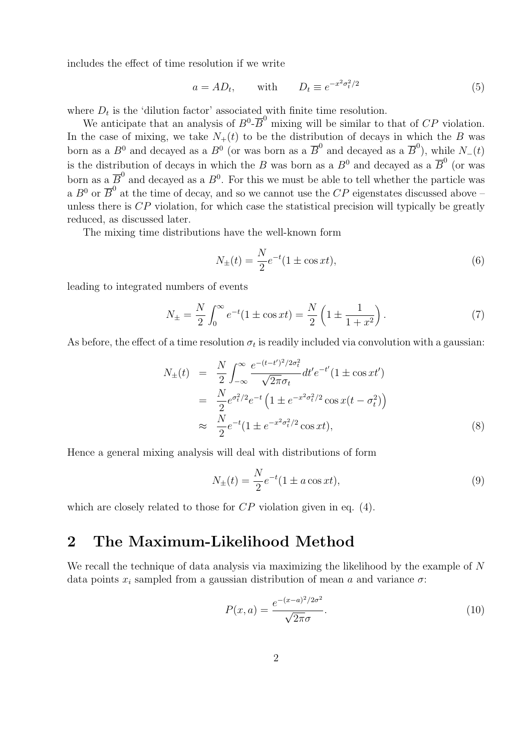includes the effect of time resolution if we write

$$a = AD_t, \qquad \text{with} \qquad D_t \equiv e^{-x^2\sigma_t^2/2} \tag{5}$$

where $D_t$ is the 'dilution factor' associated with finite time resolution.

We anticipate that an analysis of $B^0$-$\overline{B}^0$ mixing will be similar to that of $CP$ violation. In the case of mixing, we take $N_+(t)$ to be the distribution of decays in which the $B$ was born as a $B^0$ and decayed as a $B^0$ (or was born as a $\overline{B}^0$ and decayed as a $\overline{B}^0$), while $N_-(t)$ is the distribution of decays in which the $B$ was born as a $B^0$ and decayed as a $\overline{B}^0$ (or was born as a $\overline{B}^0$ and decayed as a $B^0$. For this we must be able to tell whether the particle was a $B^0$ or $\overline{B}^0$ at the time of decay, and so we cannot use the $CP$ eigenstates discussed above – unless there is $CP$ violation, for which case the statistical precision will typically be greatly reduced, as discussed later.

The mixing time distributions have the well-known form

$$N_\pm(t) = \frac{N}{2} e^{-t}(1 \pm \cos xt), \tag{6}$$

leading to integrated numbers of events

$$N_\pm = \frac{N}{2}\int_0^\infty e^{-t}(1 \pm \cos xt) = \frac{N}{2}\left(1 \pm \frac{1}{1+x^2}\right). \tag{7}$$

As before, the effect of a time resolution $\sigma_t$ is readily included via convolution with a gaussian:

$$\begin{aligned} N_\pm(t) &= \frac{N}{2}\int_{-\infty}^{\infty} \frac{e^{-(t-t')^2/2\sigma_t^2}}{\sqrt{2\pi}\sigma_t} dt' e^{-t'}(1 \pm \cos xt') \\ &= \frac{N}{2} e^{\sigma_t^2/2} e^{-t}\left(1 \pm e^{-x^2\sigma_t^2/2}\cos x(t-\sigma_t^2)\right) \\ &\approx \frac{N}{2} e^{-t}(1 \pm e^{-x^2\sigma_t^2/2}\cos xt), \end{aligned} \tag{8}$$

Hence a general mixing analysis will deal with distributions of form

$$N_\pm(t) = \frac{N}{2} e^{-t}(1 \pm a\cos xt), \tag{9}$$

which are closely related to those for $CP$ violation given in eq. (4).

## 2 The Maximum-Likelihood Method

We recall the technique of data analysis via maximizing the likelihood by the example of $N$ data points $x_i$ sampled from a gaussian distribution of mean $a$ and variance $\sigma$:

$$P(x, a) = \frac{e^{-(x-a)^2/2\sigma^2}}{\sqrt{2\pi}\sigma}. \tag{10}$$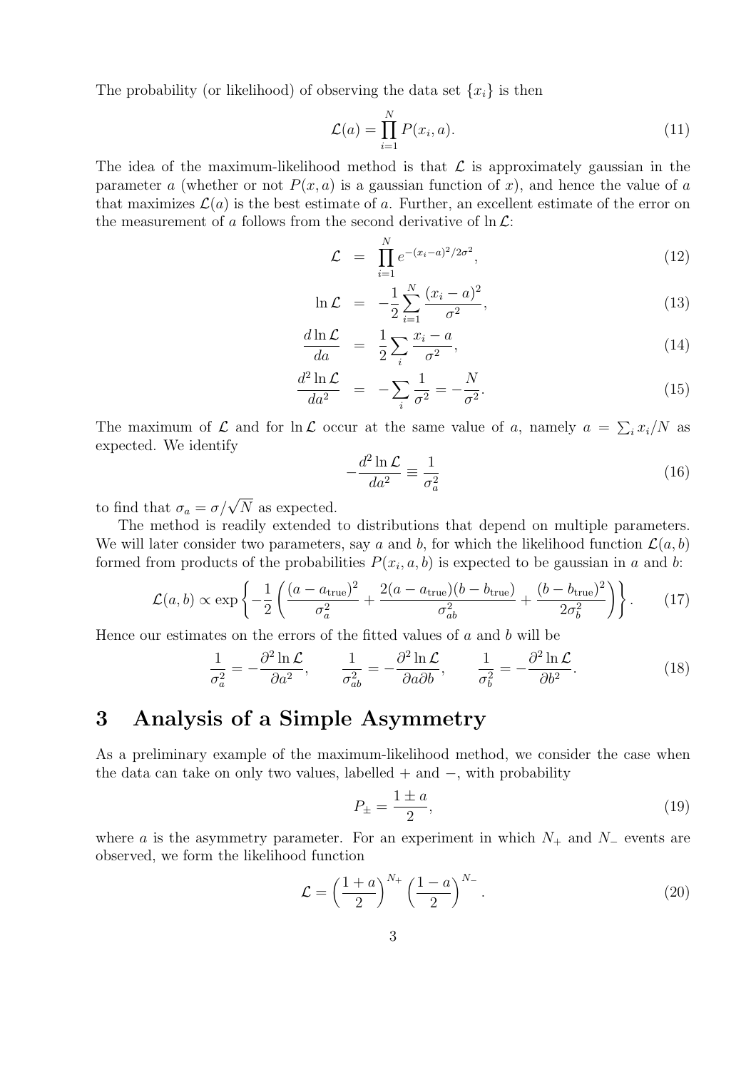The probability (or likelihood) of observing the data set $\{x_i\}$ is then

$$\mathcal{L}(a) = \prod_{i=1}^{N} P(x_i, a). \tag{11}$$

The idea of the maximum-likelihood method is that $\mathcal{L}$ is approximately gaussian in the parameter $a$ (whether or not $P(x, a)$ is a gaussian function of $x$), and hence the value of $a$ that maximizes $\mathcal{L}(a)$ is the best estimate of $a$. Further, an excellent estimate of the error on the measurement of $a$ follows from the second derivative of $\ln \mathcal{L}$:

$$\mathcal{L} = \prod_{i=1}^{N} e^{-(x_i - a)^2/2\sigma^2}, \tag{12}$$

$$\ln \mathcal{L} = -\frac{1}{2} \sum_{i=1}^{N} \frac{(x_i - a)^2}{\sigma^2}, \tag{13}$$

$$\frac{d \ln \mathcal{L}}{da} = \frac{1}{2} \sum_i \frac{x_i - a}{\sigma^2}, \tag{14}$$

$$\frac{d^2 \ln \mathcal{L}}{da^2} = -\sum_i \frac{1}{\sigma^2} = -\frac{N}{\sigma^2}. \tag{15}$$

The maximum of $\mathcal{L}$ and for $\ln \mathcal{L}$ occur at the same value of $a$, namely $a = \sum_i x_i / N$ as expected. We identify

$$-\frac{d^2 \ln \mathcal{L}}{da^2} \equiv \frac{1}{\sigma_a^2} \tag{16}$$

to find that $\sigma_a = \sigma/\sqrt{N}$ as expected.

The method is readily extended to distributions that depend on multiple parameters. We will later consider two parameters, say $a$ and $b$, for which the likelihood function $\mathcal{L}(a, b)$ formed from products of the probabilities $P(x_i, a, b)$ is expected to be gaussian in $a$ and $b$:

$$\mathcal{L}(a, b) \propto \exp\left\{ -\frac{1}{2} \left( \frac{(a - a_{\rm true})^2}{\sigma_a^2} + \frac{2(a - a_{\rm true})(b - b_{\rm true})}{\sigma_{ab}^2} + \frac{(b - b_{\rm true})^2}{2\sigma_b^2} \right) \right\}. \tag{17}$$

Hence our estimates on the errors of the fitted values of $a$ and $b$ will be

$$\frac{1}{\sigma_a^2} = -\frac{\partial^2 \ln \mathcal{L}}{\partial a^2}, \qquad \frac{1}{\sigma_{ab}^2} = -\frac{\partial^2 \ln \mathcal{L}}{\partial a \partial b}, \qquad \frac{1}{\sigma_b^2} = -\frac{\partial^2 \ln \mathcal{L}}{\partial b^2}. \tag{18}$$

# 3 Analysis of a Simple Asymmetry

As a preliminary example of the maximum-likelihood method, we consider the case when the data can take on only two values, labelled $+$ and $-$, with probability

$$P_\pm = \frac{1 \pm a}{2}, \tag{19}$$

where $a$ is the asymmetry parameter. For an experiment in which $N_+$ and $N_-$ events are observed, we form the likelihood function

$$\mathcal{L} = \left( \frac{1 + a}{2} \right)^{N_+} \left( \frac{1 - a}{2} \right)^{N_-}. \tag{20}$$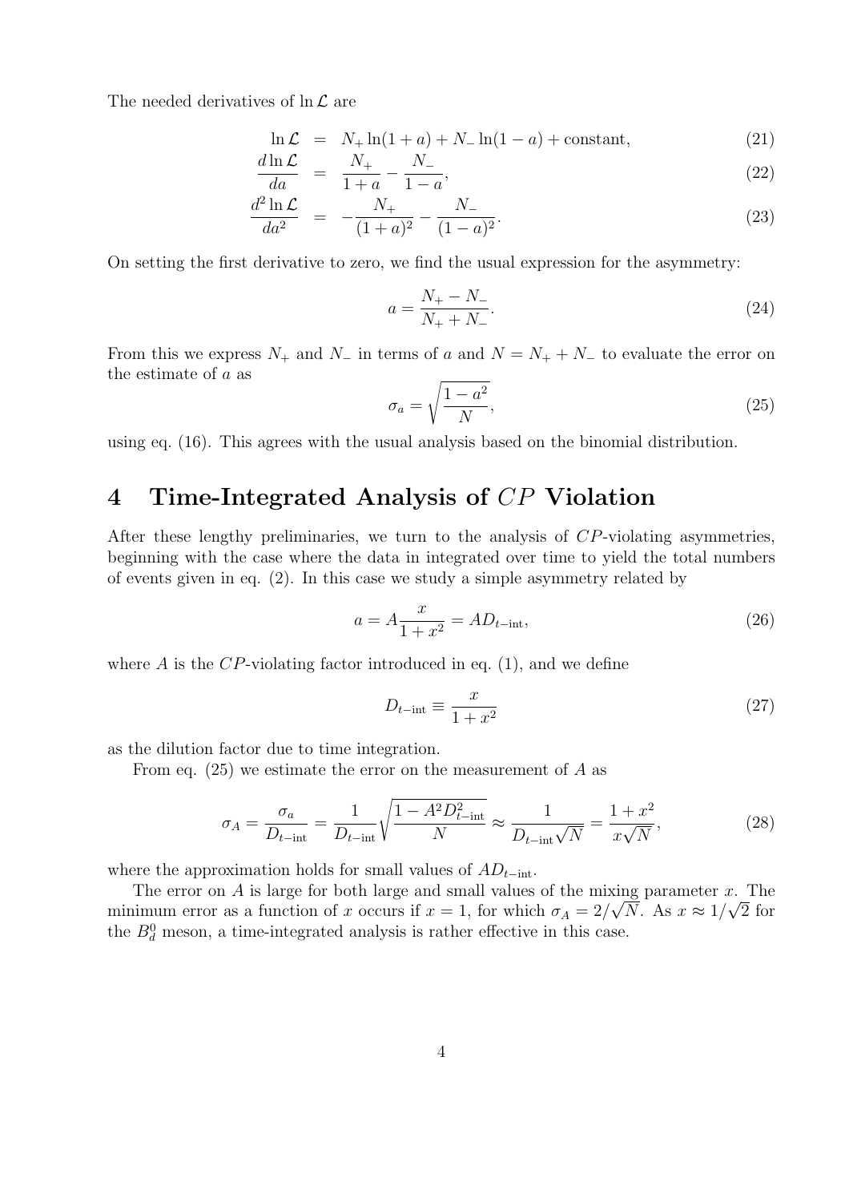The needed derivatives of $\ln \mathcal{L}$ are

$$\ln \mathcal{L} = N_+ \ln(1+a) + N_- \ln(1-a) + \text{constant}, \tag{21}$$

$$\frac{d \ln \mathcal{L}}{da} = \frac{N_+}{1+a} - \frac{N_-}{1-a}, \tag{22}$$

$$\frac{d^2 \ln \mathcal{L}}{da^2} = -\frac{N_+}{(1+a)^2} - \frac{N_-}{(1-a)^2}. \tag{23}$$

On setting the first derivative to zero, we find the usual expression for the asymmetry:

$$a = \frac{N_+ - N_-}{N_+ + N_-}. \tag{24}$$

From this we express $N_+$ and $N_-$ in terms of $a$ and $N = N_+ + N_-$ to evaluate the error on the estimate of $a$ as

$$\sigma_a = \sqrt{\frac{1-a^2}{N}}, \tag{25}$$

using eq. (16). This agrees with the usual analysis based on the binomial distribution.

# 4 Time-Integrated Analysis of $CP$ Violation

After these lengthy preliminaries, we turn to the analysis of $CP$-violating asymmetries, beginning with the case where the data in integrated over time to yield the total numbers of events given in eq. (2). In this case we study a simple asymmetry related by

$$a = A \frac{x}{1+x^2} = A D_{t-\text{int}}, \tag{26}$$

where $A$ is the $CP$-violating factor introduced in eq. (1), and we define

$$D_{t-\text{int}} \equiv \frac{x}{1+x^2} \tag{27}$$

as the dilution factor due to time integration.

From eq. (25) we estimate the error on the measurement of $A$ as

$$\sigma_A = \frac{\sigma_a}{D_{t-\text{int}}} = \frac{1}{D_{t-\text{int}}} \sqrt{\frac{1 - A^2 D_{t-\text{int}}^2}{N}} \approx \frac{1}{D_{t-\text{int}} \sqrt{N}} = \frac{1+x^2}{x\sqrt{N}}, \tag{28}$$

where the approximation holds for small values of $A D_{t-\text{int}}$.

The error on $A$ is large for both large and small values of the mixing parameter $x$. The minimum error as a function of $x$ occurs if $x = 1$, for which $\sigma_A = 2/\sqrt{N}$. As $x \approx 1/\sqrt{2}$ for the $B_d^0$ meson, a time-integrated analysis is rather effective in this case.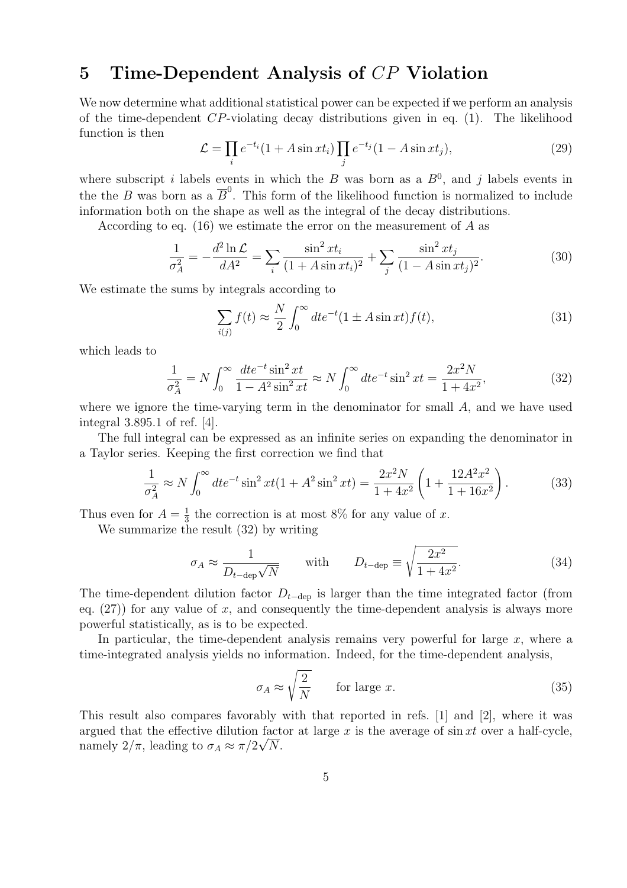## 5 Time-Dependent Analysis of $CP$ Violation

We now determine what additional statistical power can be expected if we perform an analysis of the time-dependent $CP$-violating decay distributions given in eq. (1). The likelihood function is then

$$\mathcal{L} = \prod_i e^{-t_i}(1 + A \sin xt_i) \prod_j e^{-t_j}(1 - A \sin xt_j), \tag{29}$$

where subscript $i$ labels events in which the $B$ was born as a $B^0$, and $j$ labels events in the the $B$ was born as a $\overline{B}^0$. This form of the likelihood function is normalized to include information both on the shape as well as the integral of the decay distributions.

According to eq. (16) we estimate the error on the measurement of $A$ as

$$\frac{1}{\sigma_A^2} = -\frac{d^2 \ln \mathcal{L}}{dA^2} = \sum_i \frac{\sin^2 xt_i}{(1 + A \sin xt_i)^2} + \sum_j \frac{\sin^2 xt_j}{(1 - A \sin xt_j)^2}. \tag{30}$$

We estimate the sums by integrals according to

$$\sum_{i(j)} f(t) \approx \frac{N}{2} \int_0^\infty dt e^{-t}(1 \pm A \sin xt) f(t), \tag{31}$$

which leads to

$$\frac{1}{\sigma_A^2} = N \int_0^\infty \frac{dt e^{-t} \sin^2 xt}{1 - A^2 \sin^2 xt} \approx N \int_0^\infty dt e^{-t} \sin^2 xt = \frac{2x^2 N}{1 + 4x^2}, \tag{32}$$

where we ignore the time-varying term in the denominator for small $A$, and we have used integral 3.895.1 of ref. [4].

The full integral can be expressed as an infinite series on expanding the denominator in a Taylor series. Keeping the first correction we find that

$$\frac{1}{\sigma_A^2} \approx N \int_0^\infty dt e^{-t} \sin^2 xt (1 + A^2 \sin^2 xt) = \frac{2x^2 N}{1 + 4x^2}\left(1 + \frac{12A^2 x^2}{1 + 16x^2}\right). \tag{33}$$

Thus even for $A = \frac{1}{3}$ the correction is at most 8% for any value of $x$.

We summarize the result (32) by writing

$$\sigma_A \approx \frac{1}{D_{t-\mathrm{dep}}\sqrt{N}} \qquad \text{with} \qquad D_{t-\mathrm{dep}} \equiv \sqrt{\frac{2x^2}{1 + 4x^2}}. \tag{34}$$

The time-dependent dilution factor $D_{t-\mathrm{dep}}$ is larger than the time integrated factor (from eq. (27)) for any value of $x$, and consequently the time-dependent analysis is always more powerful statistically, as is to be expected.

In particular, the time-dependent analysis remains very powerful for large $x$, where a time-integrated analysis yields no information. Indeed, for the time-dependent analysis,

$$\sigma_A \approx \sqrt{\frac{2}{N}} \qquad \text{for large } x. \tag{35}$$

This result also compares favorably with that reported in refs. [1] and [2], where it was argued that the effective dilution factor at large $x$ is the average of $\sin xt$ over a half-cycle, namely $2/\pi$, leading to $\sigma_A \approx \pi/2\sqrt{N}$.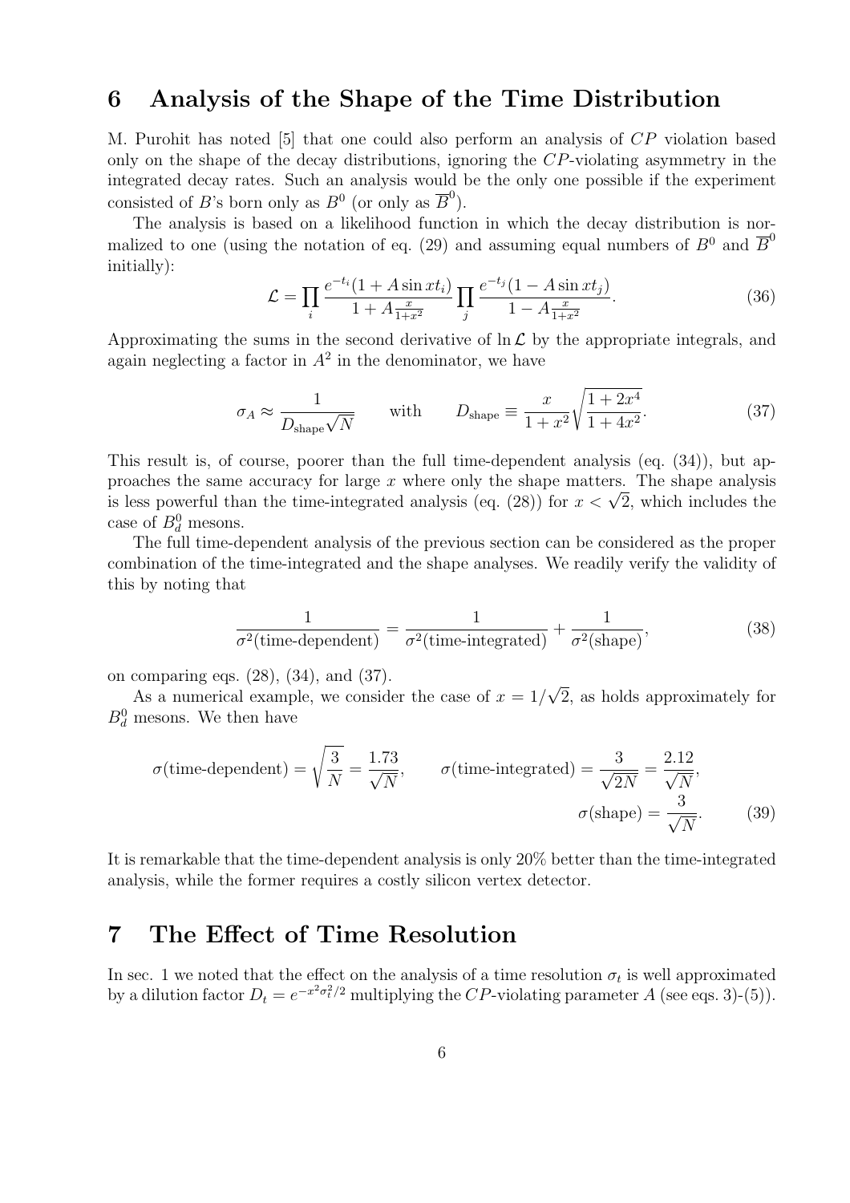## 6 Analysis of the Shape of the Time Distribution

M. Purohit has noted [5] that one could also perform an analysis of $CP$ violation based only on the shape of the decay distributions, ignoring the $CP$-violating asymmetry in the integrated decay rates. Such an analysis would be the only one possible if the experiment consisted of $B$'s born only as $B^0$ (or only as $\overline{B}^0$).

The analysis is based on a likelihood function in which the decay distribution is normalized to one (using the notation of eq. (29) and assuming equal numbers of $B^0$ and $\overline{B}^0$ initially):

$$\mathcal{L} = \prod_i \frac{e^{-t_i}(1 + A\sin xt_i)}{1 + A\frac{x}{1+x^2}} \prod_j \frac{e^{-t_j}(1 - A\sin xt_j)}{1 - A\frac{x}{1+x^2}}. \tag{36}$$

Approximating the sums in the second derivative of $\ln \mathcal{L}$ by the appropriate integrals, and again neglecting a factor in $A^2$ in the denominator, we have

$$\sigma_A \approx \frac{1}{D_{\rm shape}\sqrt{N}} \qquad \text{with} \qquad D_{\rm shape} \equiv \frac{x}{1+x^2}\sqrt{\frac{1+2x^4}{1+4x^2}}. \tag{37}$$

This result is, of course, poorer than the full time-dependent analysis (eq. (34)), but approaches the same accuracy for large $x$ where only the shape matters. The shape analysis is less powerful than the time-integrated analysis (eq. (28)) for $x < \sqrt{2}$, which includes the case of $B_d^0$ mesons.

The full time-dependent analysis of the previous section can be considered as the proper combination of the time-integrated and the shape analyses. We readily verify the validity of this by noting that

$$\frac{1}{\sigma^2(\text{time-dependent})} = \frac{1}{\sigma^2(\text{time-integrated})} + \frac{1}{\sigma^2(\text{shape})}, \tag{38}$$

on comparing eqs. (28), (34), and (37).

As a numerical example, we consider the case of $x = 1/\sqrt{2}$, as holds approximately for $B_d^0$ mesons. We then have

$$\sigma(\text{time-dependent}) = \sqrt{\frac{3}{N}} = \frac{1.73}{\sqrt{N}}, \qquad \sigma(\text{time-integrated}) = \frac{3}{\sqrt{2N}} = \frac{2.12}{\sqrt{N}},$$
$$\sigma(\text{shape}) = \frac{3}{\sqrt{N}}. \tag{39}$$

It is remarkable that the time-dependent analysis is only 20% better than the time-integrated analysis, while the former requires a costly silicon vertex detector.

## 7 The Effect of Time Resolution

In sec. 1 we noted that the effect on the analysis of a time resolution $\sigma_t$ is well approximated by a dilution factor $D_t = e^{-x^2\sigma_t^2/2}$ multiplying the $CP$-violating parameter $A$ (see eqs. 3)-(5)).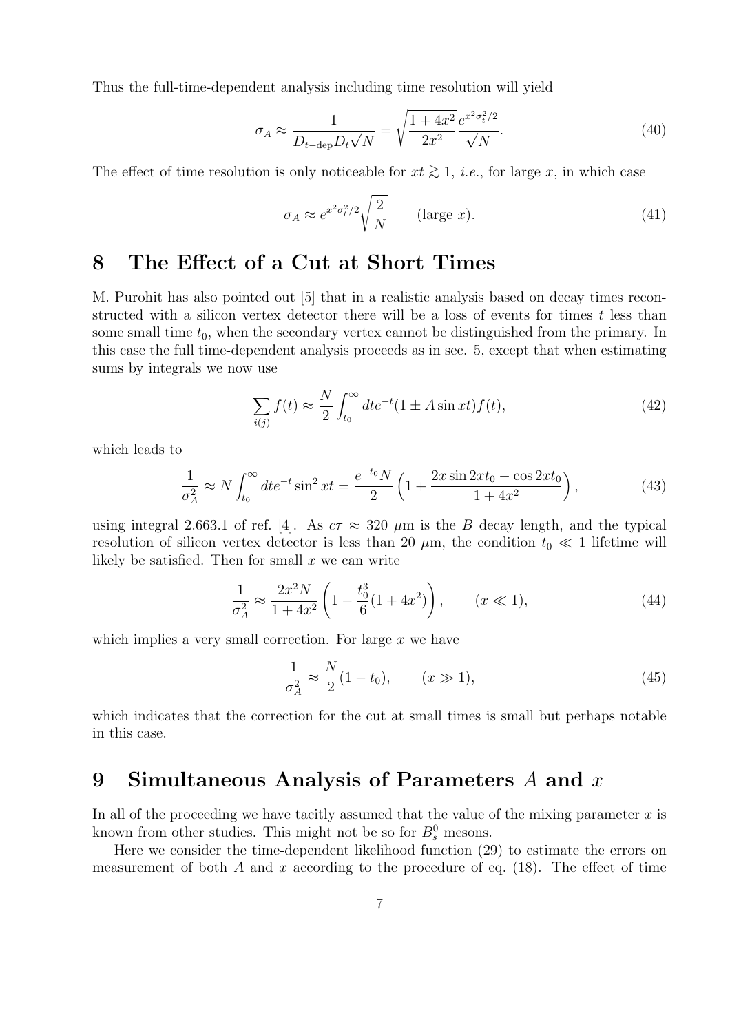Thus the full-time-dependent analysis including time resolution will yield

$$\sigma_A \approx \frac{1}{D_{t\text{-dep}} D_t \sqrt{N}} = \sqrt{\frac{1+4x^2}{2x^2}} \frac{e^{x^2\sigma_t^2/2}}{\sqrt{N}}. \tag{40}$$

The effect of time resolution is only noticeable for $xt \gtrsim 1$, *i.e.*, for large $x$, in which case

$$\sigma_A \approx e^{x^2\sigma_t^2/2} \sqrt{\frac{2}{N}} \qquad \text{(large } x\text{)}. \tag{41}$$

# 8 The Effect of a Cut at Short Times

M. Purohit has also pointed out [5] that in a realistic analysis based on decay times reconstructed with a silicon vertex detector there will be a loss of events for times $t$ less than some small time $t_0$, when the secondary vertex cannot be distinguished from the primary. In this case the full time-dependent analysis proceeds as in sec. 5, except that when estimating sums by integrals we now use

$$\sum_{i(j)} f(t) \approx \frac{N}{2} \int_{t_0}^{\infty} dt e^{-t} (1 \pm A \sin xt) f(t), \tag{42}$$

which leads to

$$\frac{1}{\sigma_A^2} \approx N \int_{t_0}^{\infty} dt e^{-t} \sin^2 xt = \frac{e^{-t_0} N}{2} \left(1 + \frac{2x \sin 2xt_0 - \cos 2xt_0}{1+4x^2}\right), \tag{43}$$

using integral 2.663.1 of ref. [4]. As $c\tau \approx 320$ $\mu$m is the $B$ decay length, and the typical resolution of silicon vertex detector is less than 20 $\mu$m, the condition $t_0 \ll 1$ lifetime will likely be satisfied. Then for small $x$ we can write

$$\frac{1}{\sigma_A^2} \approx \frac{2x^2 N}{1+4x^2} \left(1 - \frac{t_0^3}{6}(1+4x^2)\right), \qquad (x \ll 1), \tag{44}$$

which implies a very small correction. For large $x$ we have

$$\frac{1}{\sigma_A^2} \approx \frac{N}{2}(1 - t_0), \qquad (x \gg 1), \tag{45}$$

which indicates that the correction for the cut at small times is small but perhaps notable in this case.

# 9 Simultaneous Analysis of Parameters $A$ and $x$

In all of the proceeding we have tacitly assumed that the value of the mixing parameter $x$ is known from other studies. This might not be so for $B_s^0$ mesons.

Here we consider the time-dependent likelihood function (29) to estimate the errors on measurement of both $A$ and $x$ according to the procedure of eq. (18). The effect of time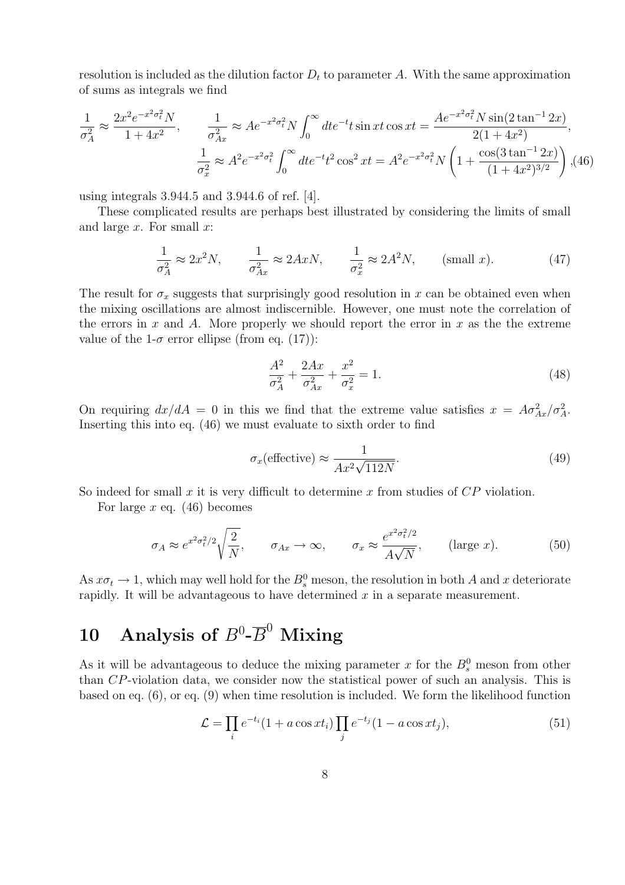resolution is included as the dilution factor $D_t$ to parameter $A$. With the same approximation of sums as integrals we find

$$\frac{1}{\sigma_A^2} \approx \frac{2x^2 e^{-x^2\sigma_t^2} N}{1+4x^2}, \qquad \frac{1}{\sigma_{Ax}^2} \approx A e^{-x^2\sigma_t^2} N \int_0^\infty dt e^{-t} t \sin xt \cos xt = \frac{A e^{-x^2\sigma_t^2} N \sin(2\tan^{-1} 2x)}{2(1+4x^2)},$$
$$\frac{1}{\sigma_x^2} \approx A^2 e^{-x^2\sigma_t^2} \int_0^\infty dt e^{-t} t^2 \cos^2 xt = A^2 e^{-x^2\sigma_t^2} N \left(1 + \frac{\cos(3\tan^{-1} 2x)}{(1+4x^2)^{3/2}}\right), \tag{46}$$

using integrals 3.944.5 and 3.944.6 of ref. [4].

These complicated results are perhaps best illustrated by considering the limits of small and large $x$. For small $x$:

$$\frac{1}{\sigma_A^2} \approx 2x^2 N, \qquad \frac{1}{\sigma_{Ax}^2} \approx 2AxN, \qquad \frac{1}{\sigma_x^2} \approx 2A^2 N, \qquad \text{(small } x). \tag{47}$$

The result for $\sigma_x$ suggests that surprisingly good resolution in $x$ can be obtained even when the mixing oscillations are almost indiscernible. However, one must note the correlation of the errors in $x$ and $A$. More properly we should report the error in $x$ as the the extreme value of the 1-$\sigma$ error ellipse (from eq. (17)):

$$\frac{A^2}{\sigma_A^2} + \frac{2Ax}{\sigma_{Ax}^2} + \frac{x^2}{\sigma_x^2} = 1. \tag{48}$$

On requiring $dx/dA = 0$ in this we find that the extreme value satisfies $x = A\sigma_{Ax}^2/\sigma_A^2$. Inserting this into eq. (46) we must evaluate to sixth order to find

$$\sigma_x(\text{effective}) \approx \frac{1}{Ax^2\sqrt{112N}}. \tag{49}$$

So indeed for small $x$ it is very difficult to determine $x$ from studies of $CP$ violation.

For large $x$ eq. (46) becomes

$$\sigma_A \approx e^{x^2\sigma_t^2/2}\sqrt{\frac{2}{N}}, \qquad \sigma_{Ax} \to \infty, \qquad \sigma_x \approx \frac{e^{x^2\sigma_t^2/2}}{A\sqrt{N}}, \qquad \text{(large } x). \tag{50}$$

As $x\sigma_t \to 1$, which may well hold for the $B_s^0$ meson, the resolution in both $A$ and $x$ deteriorate rapidly. It will be advantageous to have determined $x$ in a separate measurement.

# 10 Analysis of $B^0$-$\overline{B}^0$ Mixing

As it will be advantageous to deduce the mixing parameter $x$ for the $B_s^0$ meson from other than $CP$-violation data, we consider now the statistical power of such an analysis. This is based on eq. (6), or eq. (9) when time resolution is included. We form the likelihood function

$$\mathcal{L} = \prod_i e^{-t_i}(1 + a\cos xt_i) \prod_j e^{-t_j}(1 - a\cos xt_j), \tag{51}$$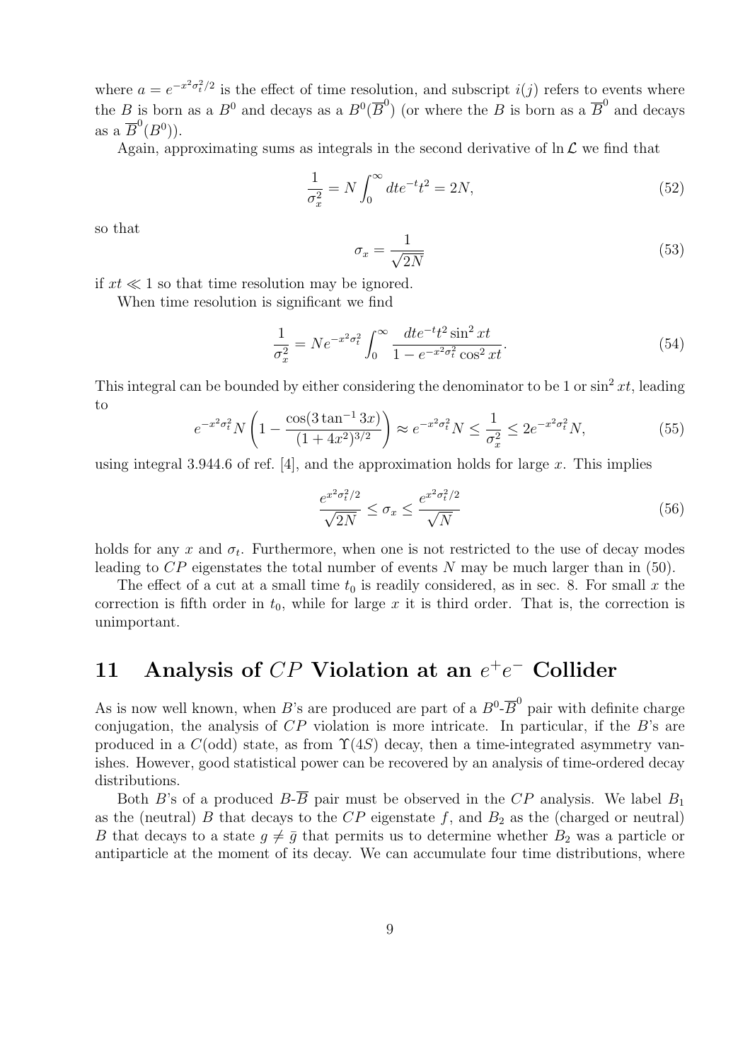where $a = e^{-x^2\sigma_t^2/2}$ is the effect of time resolution, and subscript $i(j)$ refers to events where the $B$ is born as a $B^0$ and decays as a $B^0(\overline{B}^0)$ (or where the $B$ is born as a $\overline{B}^0$ and decays as a $\overline{B}^0(B^0)$).

Again, approximating sums as integrals in the second derivative of $\ln \mathcal{L}$ we find that

$$\frac{1}{\sigma_x^2} = N \int_0^\infty dt e^{-t} t^2 = 2N, \tag{52}$$

so that

$$\sigma_x = \frac{1}{\sqrt{2N}} \tag{53}$$

if $xt \ll 1$ so that time resolution may be ignored.

When time resolution is significant we find

$$\frac{1}{\sigma_x^2} = N e^{-x^2\sigma_t^2} \int_0^\infty \frac{dt e^{-t} t^2 \sin^2 xt}{1 - e^{-x^2\sigma_t^2} \cos^2 xt}. \tag{54}$$

This integral can be bounded by either considering the denominator to be 1 or $\sin^2 xt$, leading to

$$e^{-x^2\sigma_t^2} N \left(1 - \frac{\cos(3\tan^{-1} 3x)}{(1+4x^2)^{3/2}}\right) \approx e^{-x^2\sigma_t^2} N \le \frac{1}{\sigma_x^2} \le 2e^{-x^2\sigma_t^2} N, \tag{55}$$

using integral 3.944.6 of ref. [4], and the approximation holds for large $x$. This implies

$$\frac{e^{x^2\sigma_t^2/2}}{\sqrt{2N}} \le \sigma_x \le \frac{e^{x^2\sigma_t^2/2}}{\sqrt{N}} \tag{56}$$

holds for any $x$ and $\sigma_t$. Furthermore, when one is not restricted to the use of decay modes leading to $CP$ eigenstates the total number of events $N$ may be much larger than in (50).

The effect of a cut at a small time $t_0$ is readily considered, as in sec. 8. For small $x$ the correction is fifth order in $t_0$, while for large $x$ it is third order. That is, the correction is unimportant.

# 11 Analysis of $CP$ Violation at an $e^+e^-$ Collider

As is now well known, when $B$'s are produced are part of a $B^0$-$\overline{B}^0$ pair with definite charge conjugation, the analysis of $CP$ violation is more intricate. In particular, if the $B$'s are produced in a $C$(odd) state, as from $\Upsilon(4S)$ decay, then a time-integrated asymmetry vanishes. However, good statistical power can be recovered by an analysis of time-ordered decay distributions.

Both $B$'s of a produced $B$-$\overline{B}$ pair must be observed in the $CP$ analysis. We label $B_1$ as the (neutral) $B$ that decays to the $CP$ eigenstate $f$, and $B_2$ as the (charged or neutral) $B$ that decays to a state $g \neq \bar{g}$ that permits us to determine whether $B_2$ was a particle or antiparticle at the moment of its decay. We can accumulate four time distributions, where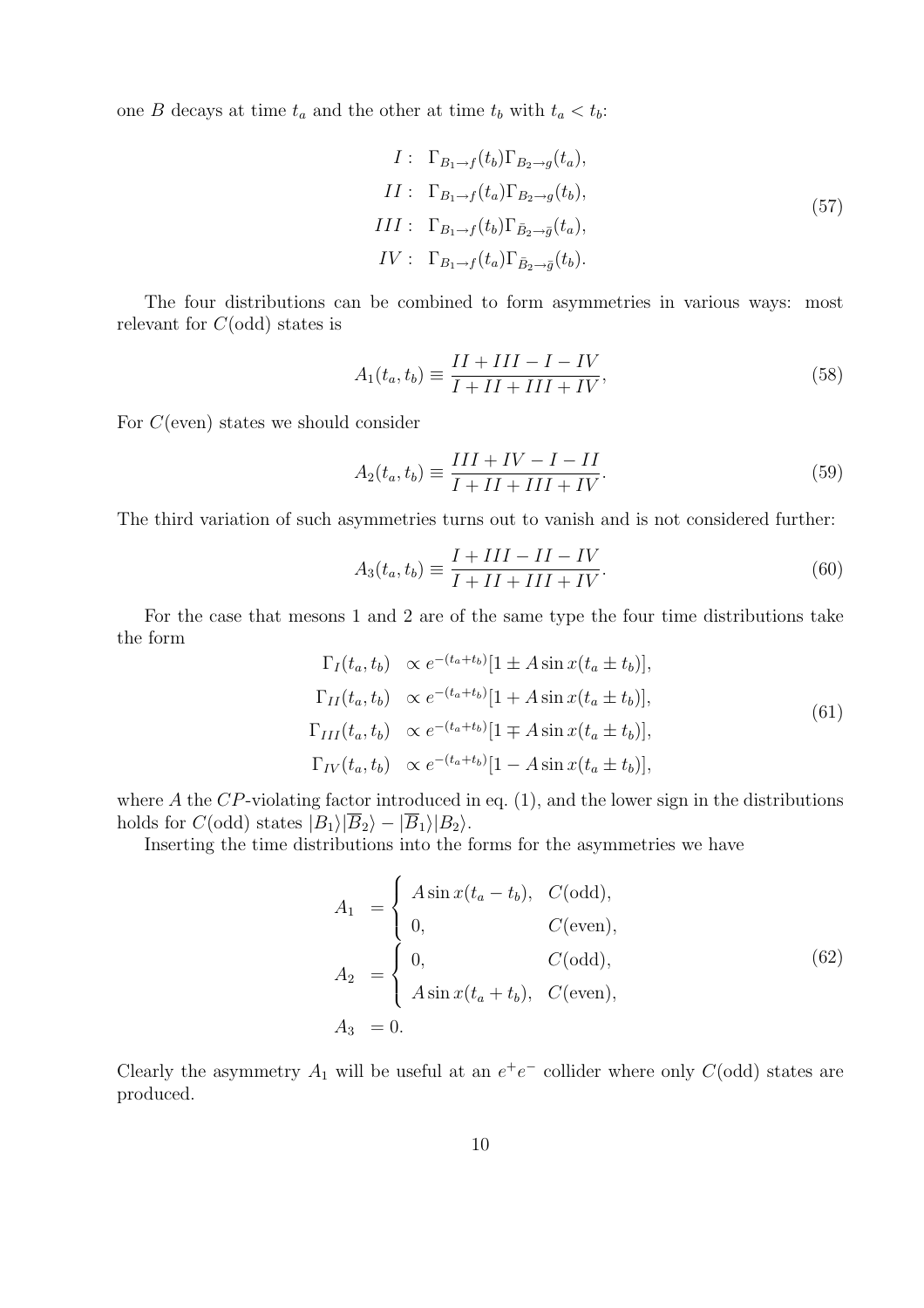one $B$ decays at time $t_a$ and the other at time $t_b$ with $t_a < t_b$:

$$
\begin{aligned}
I: &\ \Gamma_{B_1\to f}(t_b)\Gamma_{B_2\to g}(t_a), \\
II: &\ \Gamma_{B_1\to f}(t_a)\Gamma_{B_2\to g}(t_b), \\
III: &\ \Gamma_{B_1\to f}(t_b)\Gamma_{\bar{B}_2\to \bar{g}}(t_a), \\
IV: &\ \Gamma_{B_1\to f}(t_a)\Gamma_{\bar{B}_2\to \bar{g}}(t_b).
\end{aligned}
\tag{57}
$$

The four distributions can be combined to form asymmetries in various ways: most relevant for $C$(odd) states is

$$
A_1(t_a, t_b) \equiv \frac{II + III - I - IV}{I + II + III + IV}, \tag{58}
$$

For $C$(even) states we should consider

$$
A_2(t_a, t_b) \equiv \frac{III + IV - I - II}{I + II + III + IV}. \tag{59}
$$

The third variation of such asymmetries turns out to vanish and is not considered further:

$$
A_3(t_a, t_b) \equiv \frac{I + III - II - IV}{I + II + III + IV}. \tag{60}
$$

For the case that mesons 1 and 2 are of the same type the four time distributions take the form

$$
\begin{aligned}
\Gamma_I(t_a, t_b) &\propto e^{-(t_a+t_b)}[1 \pm A \sin x(t_a \pm t_b)], \\
\Gamma_{II}(t_a, t_b) &\propto e^{-(t_a+t_b)}[1 + A \sin x(t_a \pm t_b)], \\
\Gamma_{III}(t_a, t_b) &\propto e^{-(t_a+t_b)}[1 \mp A \sin x(t_a \pm t_b)], \\
\Gamma_{IV}(t_a, t_b) &\propto e^{-(t_a+t_b)}[1 - A \sin x(t_a \pm t_b)],
\end{aligned}
\tag{61}
$$

where $A$ the $CP$-violating factor introduced in eq. (1), and the lower sign in the distributions holds for $C$(odd) states $|B_1\rangle|\overline{B}_2\rangle - |\overline{B}_1\rangle|B_2\rangle$.

Inserting the time distributions into the forms for the asymmetries we have

$$
\begin{aligned}
A_1 &= \begin{cases} A \sin x(t_a - t_b), & C(\text{odd}), \\ 0, & C(\text{even}), \end{cases} \\
A_2 &= \begin{cases} 0, & C(\text{odd}), \\ A \sin x(t_a + t_b), & C(\text{even}), \end{cases} \\
A_3 &= 0.
\end{aligned}
\tag{62}
$$

Clearly the asymmetry $A_1$ will be useful at an $e^+e^-$ collider where only $C$(odd) states are produced.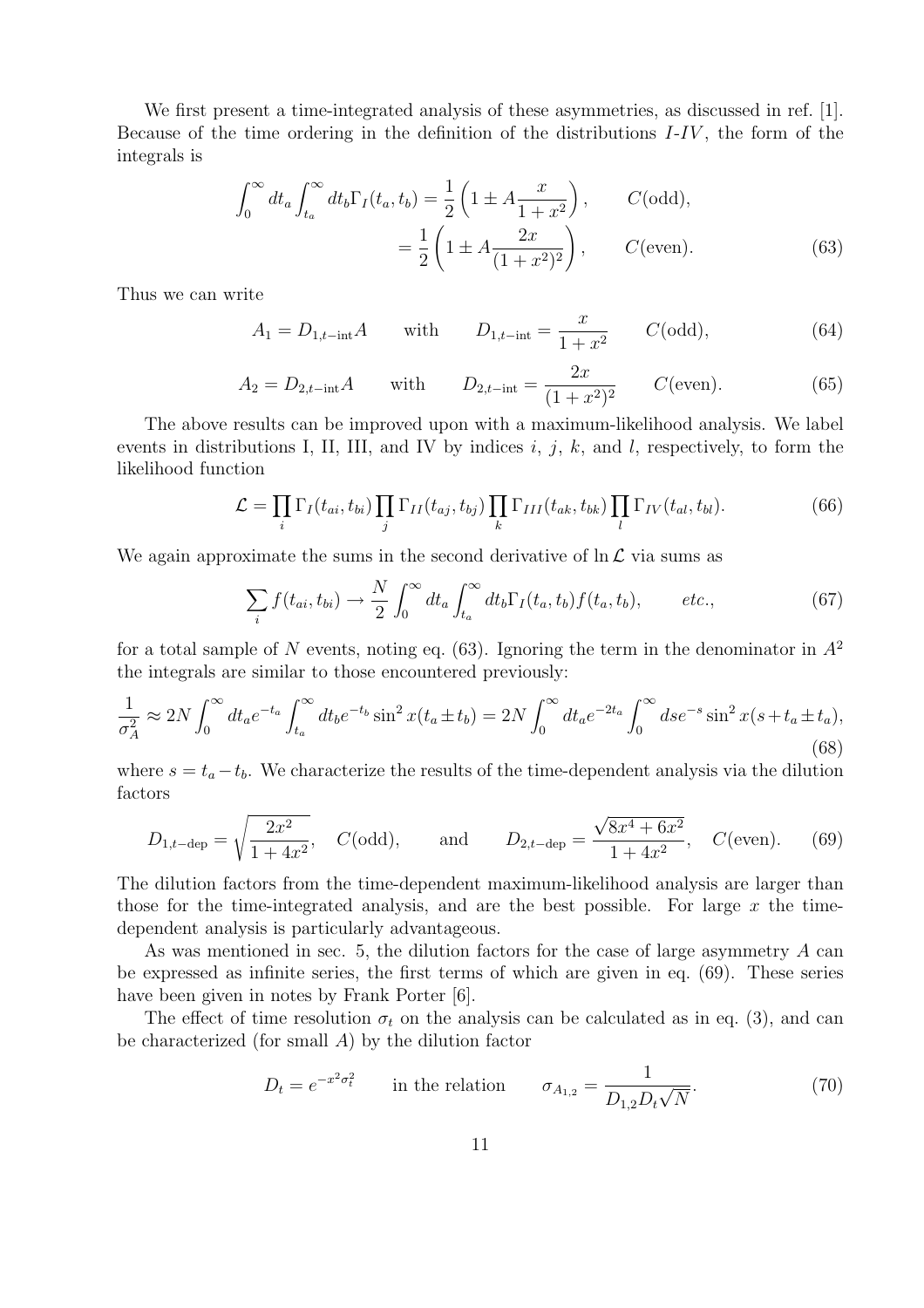We first present a time-integrated analysis of these asymmetries, as discussed in ref. [1]. Because of the time ordering in the definition of the distributions *I*-*IV*, the form of the integrals is

$$
\begin{aligned}
\int_0^\infty dt_a \int_{t_a}^\infty dt_b \Gamma_I(t_a, t_b) &= \frac{1}{2}\left(1 \pm A\frac{x}{1+x^2}\right), \qquad C(\text{odd}), \\
&= \frac{1}{2}\left(1 \pm A\frac{2x}{(1+x^2)^2}\right), \qquad C(\text{even}).
\end{aligned} \tag{63}
$$

Thus we can write

$$
A_1 = D_{1,t-\text{int}} A \qquad \text{with} \qquad D_{1,t-\text{int}} = \frac{x}{1+x^2} \qquad C(\text{odd}), \tag{64}
$$

$$
A_2 = D_{2,t-\text{int}} A \qquad \text{with} \qquad D_{2,t-\text{int}} = \frac{2x}{(1+x^2)^2} \qquad C(\text{even}). \tag{65}
$$

The above results can be improved upon with a maximum-likelihood analysis. We label events in distributions I, II, III, and IV by indices $i$, $j$, $k$, and $l$, respectively, to form the likelihood function

$$
\mathcal{L} = \prod_i \Gamma_I(t_{ai}, t_{bi}) \prod_j \Gamma_{II}(t_{aj}, t_{bj}) \prod_k \Gamma_{III}(t_{ak}, t_{bk}) \prod_l \Gamma_{IV}(t_{al}, t_{bl}). \tag{66}
$$

We again approximate the sums in the second derivative of $\ln \mathcal{L}$ via sums as

$$
\sum_i f(t_{ai}, t_{bi}) \to \frac{N}{2} \int_0^\infty dt_a \int_{t_a}^\infty dt_b \Gamma_I(t_a, t_b) f(t_a, t_b), \qquad etc., \tag{67}
$$

for a total sample of $N$ events, noting eq. (63). Ignoring the term in the denominator in $A^2$ the integrals are similar to those encountered previously:

$$
\frac{1}{\sigma_A^2} \approx 2N \int_0^\infty dt_a e^{-t_a} \int_{t_a}^\infty dt_b e^{-t_b} \sin^2 x(t_a \pm t_b) = 2N \int_0^\infty dt_a e^{-2t_a} \int_0^\infty ds e^{-s} \sin^2 x(s + t_a \pm t_a), \tag{68}
$$

where $s = t_a - t_b$. We characterize the results of the time-dependent analysis via the dilution factors

$$
D_{1,t-\text{dep}} = \sqrt{\frac{2x^2}{1+4x^2}}, \quad C(\text{odd}), \qquad \text{and} \qquad D_{2,t-\text{dep}} = \frac{\sqrt{8x^4+6x^2}}{1+4x^2}, \quad C(\text{even}). \tag{69}
$$

The dilution factors from the time-dependent maximum-likelihood analysis are larger than those for the time-integrated analysis, and are the best possible. For large $x$ the time-dependent analysis is particularly advantageous.

As was mentioned in sec. 5, the dilution factors for the case of large asymmetry $A$ can be expressed as infinite series, the first terms of which are given in eq. (69). These series have been given in notes by Frank Porter [6].

The effect of time resolution $\sigma_t$ on the analysis can be calculated as in eq. (3), and can be characterized (for small $A$) by the dilution factor

$$
D_t = e^{-x^2\sigma_t^2} \qquad \text{in the relation} \qquad \sigma_{A_{1,2}} = \frac{1}{D_{1,2} D_t \sqrt{N}}. \tag{70}
$$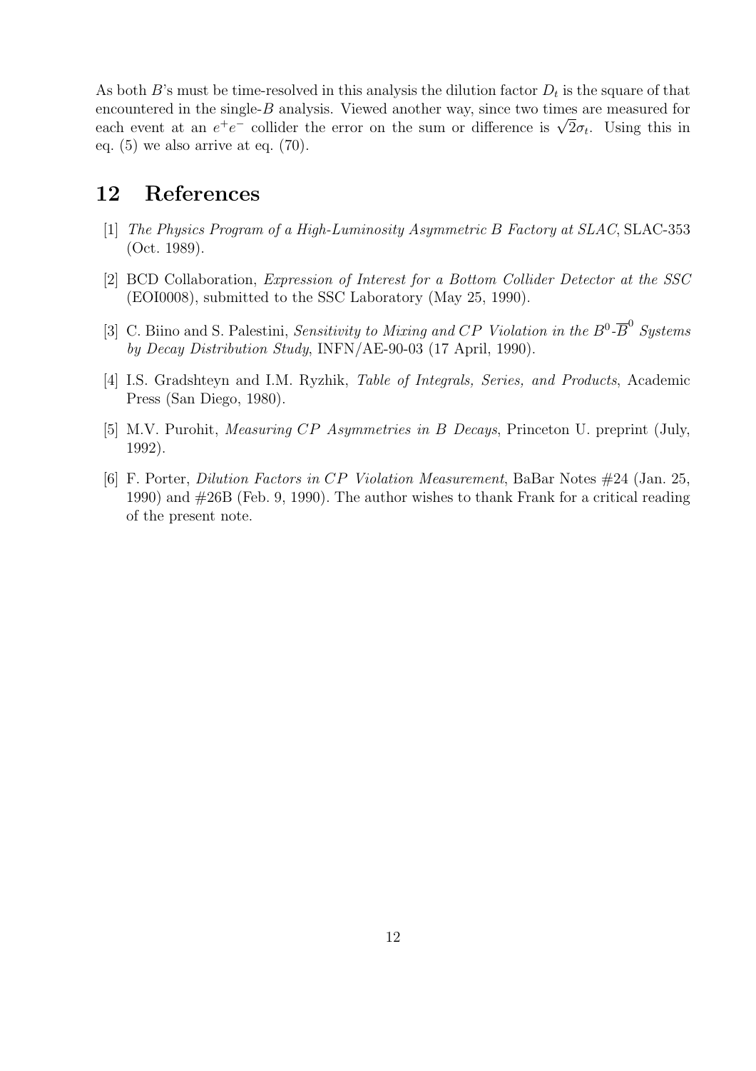As both $B$'s must be time-resolved in this analysis the dilution factor $D_t$ is the square of that encountered in the single-$B$ analysis. Viewed another way, since two times are measured for each event at an $e^+e^-$ collider the error on the sum or difference is $\sqrt{2}\sigma_t$. Using this in eq. (5) we also arrive at eq. (70).

## 12 References

[1] *The Physics Program of a High-Luminosity Asymmetric B Factory at SLAC*, SLAC-353 (Oct. 1989).

[2] BCD Collaboration, *Expression of Interest for a Bottom Collider Detector at the SSC* (EOI0008), submitted to the SSC Laboratory (May 25, 1990).

[3] C. Biino and S. Palestini, *Sensitivity to Mixing and $CP$ Violation in the $B^0$-$\overline{B}^0$ Systems by Decay Distribution Study*, INFN/AE-90-03 (17 April, 1990).

[4] I.S. Gradshteyn and I.M. Ryzhik, *Table of Integrals, Series, and Products*, Academic Press (San Diego, 1980).

[5] M.V. Purohit, *Measuring $CP$ Asymmetries in B Decays*, Princeton U. preprint (July, 1992).

[6] F. Porter, *Dilution Factors in $CP$ Violation Measurement*, BaBar Notes #24 (Jan. 25, 1990) and #26B (Feb. 9, 1990). The author wishes to thank Frank for a critical reading of the present note.